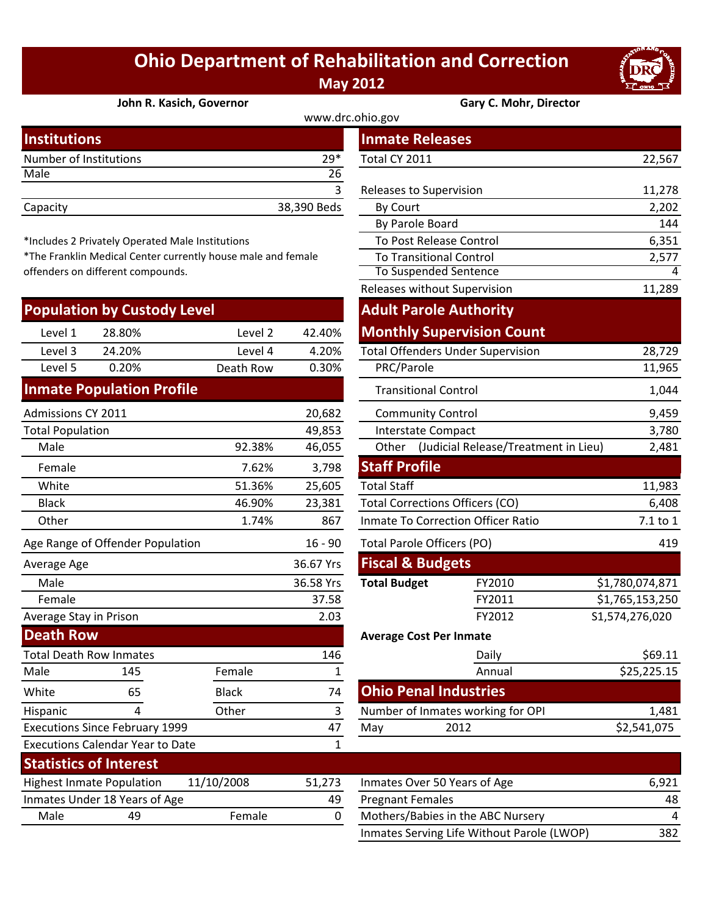# Ohio Department of Rehabilitation and Correction

**May 2012**

**John R. Kasich, Governor** | **Gary C. Mohr, Director**

www.drc.ohio.gov

## Institutions

| | |
|---|---|
| Number of Institutions | 29* |
| Male | 26 |
| | 3 |
| Capacity | 38,390 Beds |

*Includes 2 Privately Operated Male Institutions

*The Franklin Medical Center currently house male and female offenders on different compounds.

## Population by Custody Level

| | | | |
|---|---|---|---|
| Level 1 | 28.80% | Level 2 | 42.40% |
| Level 3 | 24.20% | Level 4 | 4.20% |
| Level 5 | 0.20% | Death Row | 0.30% |

## Inmate Population Profile

| | | |
|---|---|---|
| Admissions CY 2011 | | 20,682 |
| Total Population | | 49,853 |
| Male | 92.38% | 46,055 |
| Female | 7.62% | 3,798 |
| White | 51.36% | 25,605 |
| Black | 46.90% | 23,381 |
| Other | 1.74% | 867 |
| Age Range of Offender Population | | 16 - 90 |
| Average Age | | 36.67 Yrs |
| Male | | 36.58 Yrs |
| Female | | 37.58 |
| Average Stay in Prison | | 2.03 |

## Death Row

| | | | |
|---|---|---|---|
| Total Death Row Inmates | | | 146 |
| Male | 145 | Female | 1 |
| White | 65 | Black | 74 |
| Hispanic | 4 | Other | 3 |
| Executions Since February 1999 | | | 47 |
| Executions Calendar Year to Date | | | 1 |

## Inmate Releases

| | |
|---|---|
| Total CY 2011 | 22,567 |
| Releases to Supervision | 11,278 |
| By Court | 2,202 |
| By Parole Board | 144 |
| To Post Release Control | 6,351 |
| To Transitional Control | 2,577 |
| To Suspended Sentence | 4 |
| Releases without Supervision | 11,289 |

## Adult Parole Authority Monthly Supervision Count

| | |
|---|---|
| Total Offenders Under Supervision | 28,729 |
| PRC/Parole | 11,965 |
| Transitional Control | 1,044 |
| Community Control | 9,459 |
| Interstate Compact | 3,780 |
| Other (Judicial Release/Treatment in Lieu) | 2,481 |

## Staff Profile

| | |
|---|---|
| Total Staff | 11,983 |
| Total Corrections Officers (CO) | 6,408 |
| Inmate To Correction Officer Ratio | 7.1 to 1 |
| Total Parole Officers (PO) | 419 |

## Fiscal & Budgets

| | | |
|---|---|---|
| **Total Budget** | FY2010 | $1,780,074,871 |
| | FY2011 | $1,765,153,250 |
| | FY2012 | S1,574,276,020 |

**Average Cost Per Inmate**

| | |
|---|---|
| Daily | $69.11 |
| Annual | $25,225.15 |

## Ohio Penal Industries

| | | |
|---|---|---|
| Number of Inmates working for OPI | | 1,481 |
| May | 2012 | $2,541,075 |

## Statistics of Interest

| | | | |
|---|---|---|---|
| Highest Inmate Population | 11/10/2008 | | 51,273 |
| Inmates Under 18 Years of Age | | | 49 |
| Male | 49 | Female | 0 |

| | |
|---|---|
| Inmates Over 50 Years of Age | 6,921 |
| Pregnant Females | 48 |
| Mothers/Babies in the ABC Nursery | 4 |
| Inmates Serving Life Without Parole (LWOP) | 382 |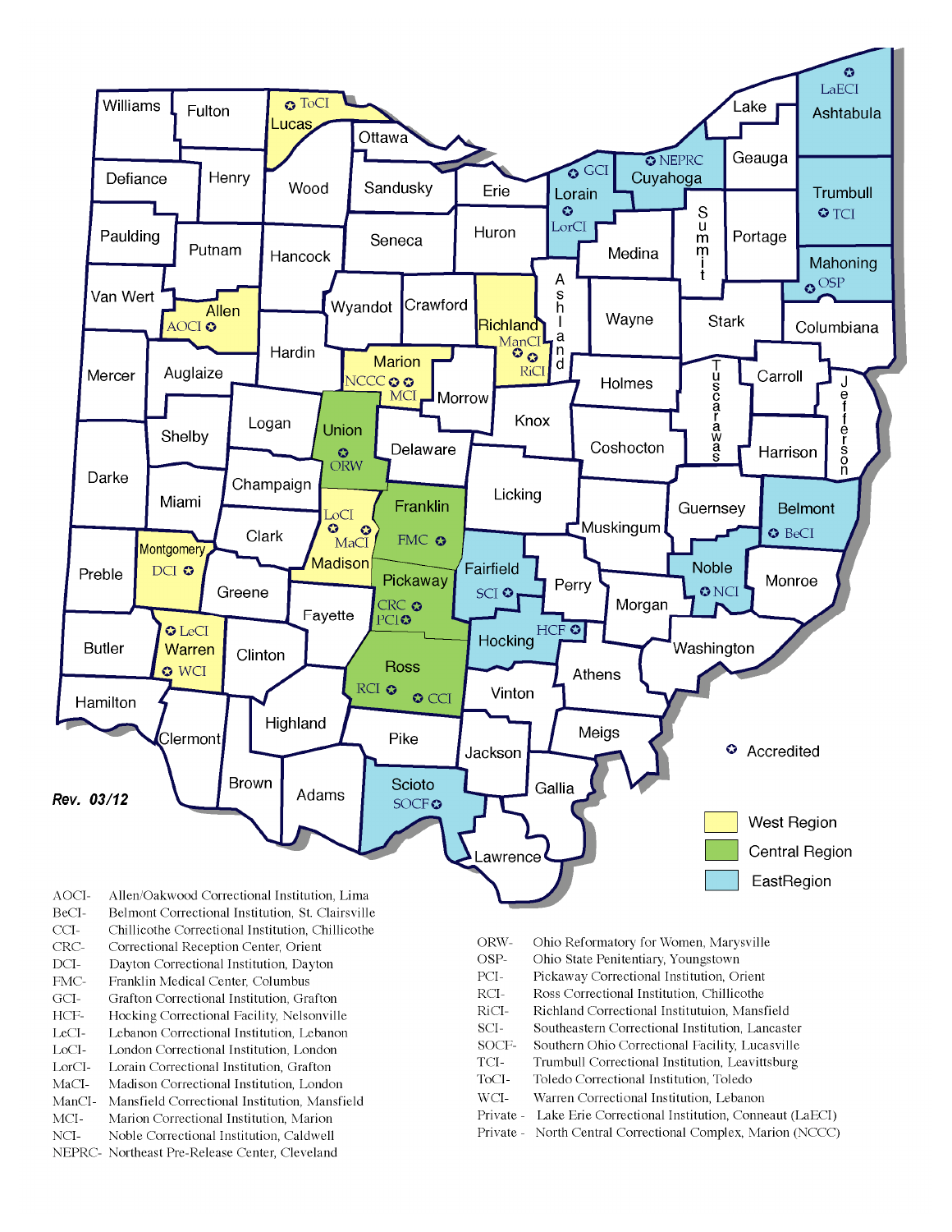Rev. 03/12

Accredited

West Region

Central Region

EastRegion

AOCI- Allen/Oakwood Correctional Institution, Lima
BeCI- Belmont Correctional Institution, St. Clairsville
CCI- Chillicothe Correctional Institution, Chillicothe
CRC- Correctional Reception Center, Orient
DCI- Dayton Correctional Institution, Dayton
FMC- Franklin Medical Center, Columbus
GCI- Grafton Correctional Institution, Grafton
HCF- Hocking Correctional Facility, Nelsonville
LeCI- Lebanon Correctional Institution, Lebanon
LoCI- London Correctional Institution, London
LorCI- Lorain Correctional Institution, Grafton
MaCI- Madison Correctional Institution, London
ManCI- Mansfield Correctional Institution, Mansfield
MCI- Marion Correctional Institution, Marion
NCI- Noble Correctional Institution, Caldwell
NEPRC- Northeast Pre-Release Center, Cleveland

ORW- Ohio Reformatory for Women, Marysville
OSP- Ohio State Penitentiary, Youngstown
PCI- Pickaway Correctional Institution, Orient
RCI- Ross Correctional Institution, Chillicothe
RiCI- Richland Correctional Instituttuion, Mansfield
SCI- Southeastern Correctional Institution, Lancaster
SOCF- Southern Ohio Correctional Facility, Lucasville
TCI- Trumbull Correctional Institution, Leavittsburg
ToCI- Toledo Correctional Institution, Toledo
WCI- Warren Correctional Institution, Lebanon
Private - Lake Erie Correctional Institution, Conneaut (LaECI)
Private - North Central Correctional Complex, Marion (NCCC)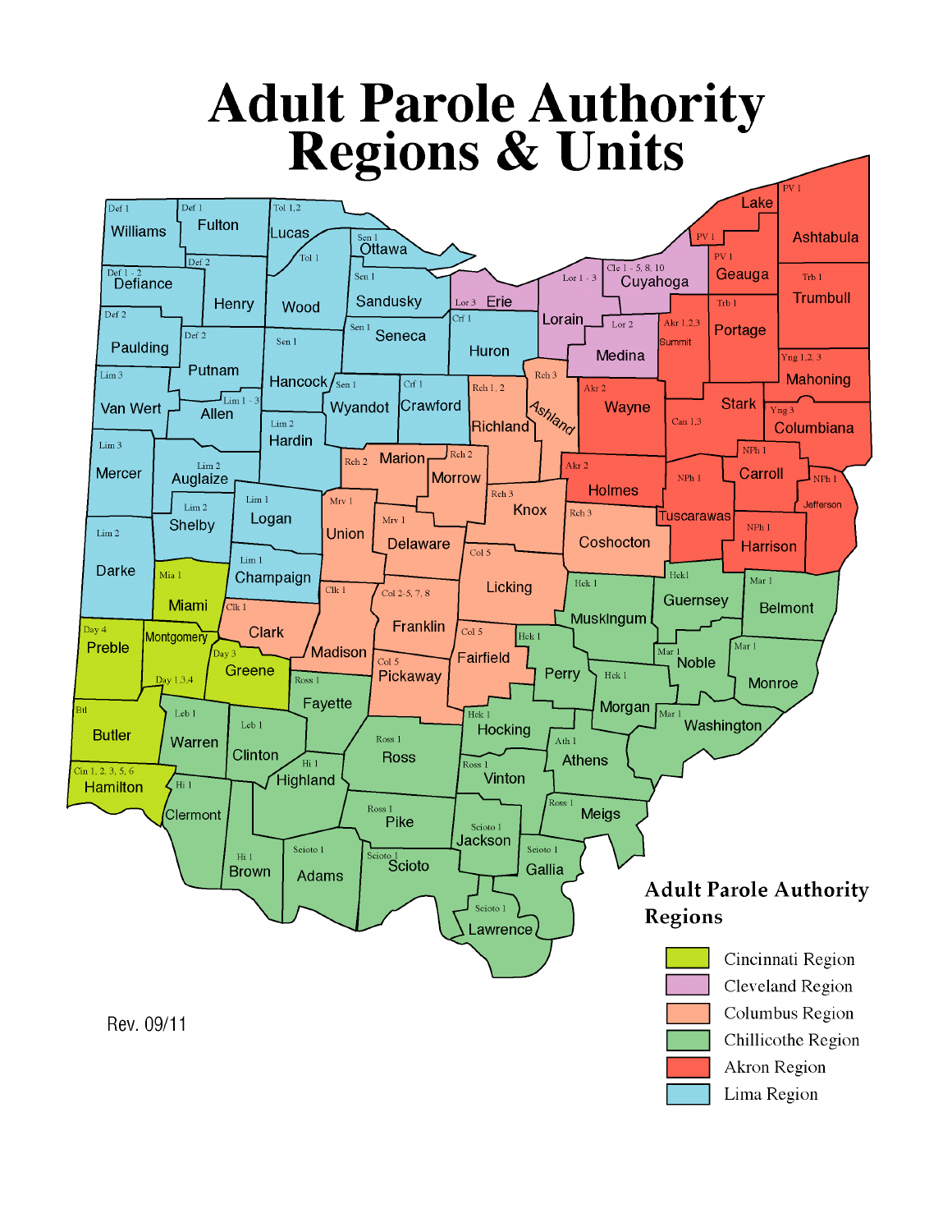# Adult Parole Authority Regions & Units

Def 1
Williams

Def 1
Fulton

Tol 1,2
Lucas

Sen 1
Ottawa

PV 1
Ashtabula

Lake

PV 1

PV 1
Geauga

Def 1 - 2
Defiance

Def 2
Henry

Tol 1
Wood

Sen 1
Sandusky

Lor 3 Erie

Lor 1 - 3
Lorain

Cle 1 - 5, 8, 10
Cuyahoga

Trb 1
Trumbull

Def 2
Paulding

Def 2
Putnam

Sen 1
Hancock

Sen 1
Seneca

Crf 1
Huron

Lor 2
Medina

Akr 1,2,3
Summit

Trb 1
Portage

Yng 1,2, 3
Mahoning

Lim 3
Van Wert

Lim 1 - 3
Allen

Sen 1
Wyandot

Crf 1
Crawford

Rch 1, 2
Richland

Rch 3
Ashland

Akr 2
Wayne

Stark

Can 1,3

Yng 3
Columbiana

Lim 3
Mercer

Lim 2
Auglaize

Lim 2
Hardin

Rch 2
Marion

Rch 2
Morrow

Akr 2
Holmes

NPh 1
Carroll

NPh 1
Tuscarawas

NPh 1
Jefferson

Lim 2
Shelby

Lim 1
Logan

Mrv 1
Union

Mrv 1
Delaware

Rch 3
Knox

Rch 3
Coshocton

NPh 1
Harrison

Lim 2
Darke

Mia 1
Miami

Lim 1
Champaign

Clk 1
Clark

Clk 1
Madison

Col 2-5, 7, 8
Franklin

Col 5
Licking

Hck 1
Muskingum

Hck1
Guernsey

Mar 1
Belmont

Day 4
Preble

Montgomery

Day 3
Greene

Day 1,3,4

Ross 1
Fayette

Col 5
Pickaway

Col 5
Fairfield

Hck 1
Perry

Hck 1
Morgan

Mar 1
Noble

Mar 1
Monroe

Btl
Butler

Leb 1
Warren

Leb 1
Clinton

Hi 1
Highland

Ross 1
Ross

Hck 1
Hocking

Ath 1
Athens

Mar 1
Washington

Cin 1, 2, 3, 5, 6
Hamilton

Hi 1
Clermont

Ross 1
Vinton

Ross 1
Pike

Ross 1
Meigs

Hi 1
Brown

Scioto 1
Adams

Scioto 1
Scioto

Scioto 1
Jackson

Scioto 1
Gallia

Scioto 1
Lawrence

**Adult Parole Authority Regions**

- Cincinnati Region
- Cleveland Region
- Columbus Region
- Chillicothe Region
- Akron Region
- Lima Region

Rev. 09/11